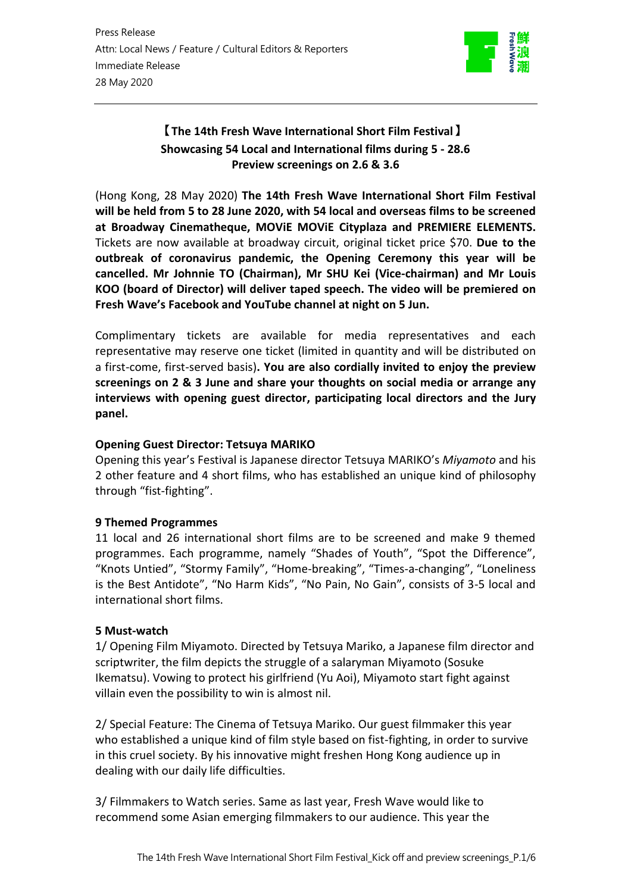Press Release
Attn: Local News / Feature / Cultural Editors & Reporters
Immediate Release
28 May 2020

---

## 【The 14th Fresh Wave International Short Film Festival】
**Showcasing 54 Local and International films during 5 - 28.6**
**Preview screenings on 2.6 & 3.6**

(Hong Kong, 28 May 2020) **The 14th Fresh Wave International Short Film Festival will be held from 5 to 28 June 2020, with 54 local and overseas films to be screened at Broadway Cinematheque, MOViE MOViE Cityplaza and PREMIERE ELEMENTS.** Tickets are now available at broadway circuit, original ticket price $70. **Due to the outbreak of coronavirus pandemic, the Opening Ceremony this year will be cancelled. Mr Johnnie TO (Chairman), Mr SHU Kei (Vice-chairman) and Mr Louis KOO (board of Director) will deliver taped speech. The video will be premiered on Fresh Wave's Facebook and YouTube channel at night on 5 Jun.**

Complimentary tickets are available for media representatives and each representative may reserve one ticket (limited in quantity and will be distributed on a first-come, first-served basis)**. You are also cordially invited to enjoy the preview screenings on 2 & 3 June and share your thoughts on social media or arrange any interviews with opening guest director, participating local directors and the Jury panel.**

**Opening Guest Director: Tetsuya MARIKO**
Opening this year's Festival is Japanese director Tetsuya MARIKO's *Miyamoto* and his 2 other feature and 4 short films, who has established an unique kind of philosophy through "fist-fighting".

**9 Themed Programmes**
11 local and 26 international short films are to be screened and make 9 themed programmes. Each programme, namely "Shades of Youth", "Spot the Difference", "Knots Untied", "Stormy Family", "Home-breaking", "Times-a-changing", "Loneliness is the Best Antidote", "No Harm Kids", "No Pain, No Gain", consists of 3-5 local and international short films.

**5 Must-watch**
1/ Opening Film Miyamoto. Directed by Tetsuya Mariko, a Japanese film director and scriptwriter, the film depicts the struggle of a salaryman Miyamoto (Sosuke Ikematsu). Vowing to protect his girlfriend (Yu Aoi), Miyamoto start fight against villain even the possibility to win is almost nil.

2/ Special Feature: The Cinema of Tetsuya Mariko. Our guest filmmaker this year who established a unique kind of film style based on fist-fighting, in order to survive in this cruel society. By his innovative might freshen Hong Kong audience up in dealing with our daily life difficulties.

3/ Filmmakers to Watch series. Same as last year, Fresh Wave would like to recommend some Asian emerging filmmakers to our audience. This year the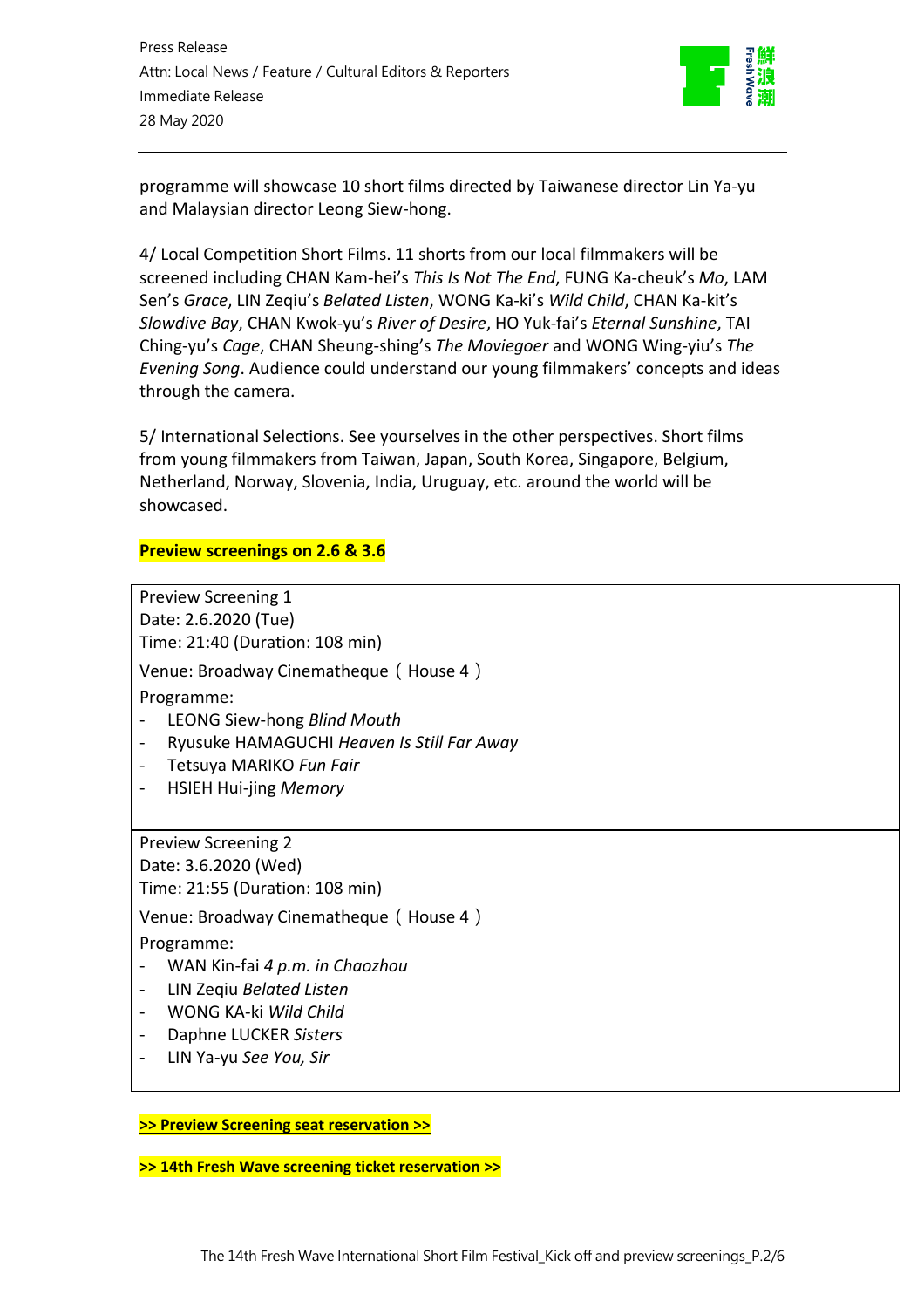programme will showcase 10 short films directed by Taiwanese director Lin Ya-yu and Malaysian director Leong Siew-hong.

4/ Local Competition Short Films. 11 shorts from our local filmmakers will be screened including CHAN Kam-hei's *This Is Not The End*, FUNG Ka-cheuk's *Mo*, LAM Sen's *Grace*, LIN Zeqiu's *Belated Listen*, WONG Ka-ki's *Wild Child*, CHAN Ka-kit's *Slowdive Bay*, CHAN Kwok-yu's *River of Desire*, HO Yuk-fai's *Eternal Sunshine*, TAI Ching-yu's *Cage*, CHAN Sheung-shing's *The Moviegoer* and WONG Wing-yiu's *The Evening Song*. Audience could understand our young filmmakers' concepts and ideas through the camera.

5/ International Selections. See yourselves in the other perspectives. Short films from young filmmakers from Taiwan, Japan, South Korea, Singapore, Belgium, Netherland, Norway, Slovenia, India, Uruguay, etc. around the world will be showcased.

**Preview screenings on 2.6 & 3.6**

Preview Screening 1
Date: 2.6.2020 (Tue)
Time: 21:40 (Duration: 108 min)
Venue: Broadway Cinematheque（House 4）
Programme:
- LEONG Siew-hong *Blind Mouth*
- Ryusuke HAMAGUCHI *Heaven Is Still Far Away*
- Tetsuya MARIKO *Fun Fair*
- HSIEH Hui-jing *Memory*

Preview Screening 2
Date: 3.6.2020 (Wed)
Time: 21:55 (Duration: 108 min)
Venue: Broadway Cinematheque（House 4）
Programme:
- WAN Kin-fai *4 p.m. in Chaozhou*
- LIN Zeqiu *Belated Listen*
- WONG KA-ki *Wild Child*
- Daphne LUCKER *Sisters*
- LIN Ya-yu *See You, Sir*

**>> Preview Screening seat reservation >>**

**>> 14th Fresh Wave screening ticket reservation >>**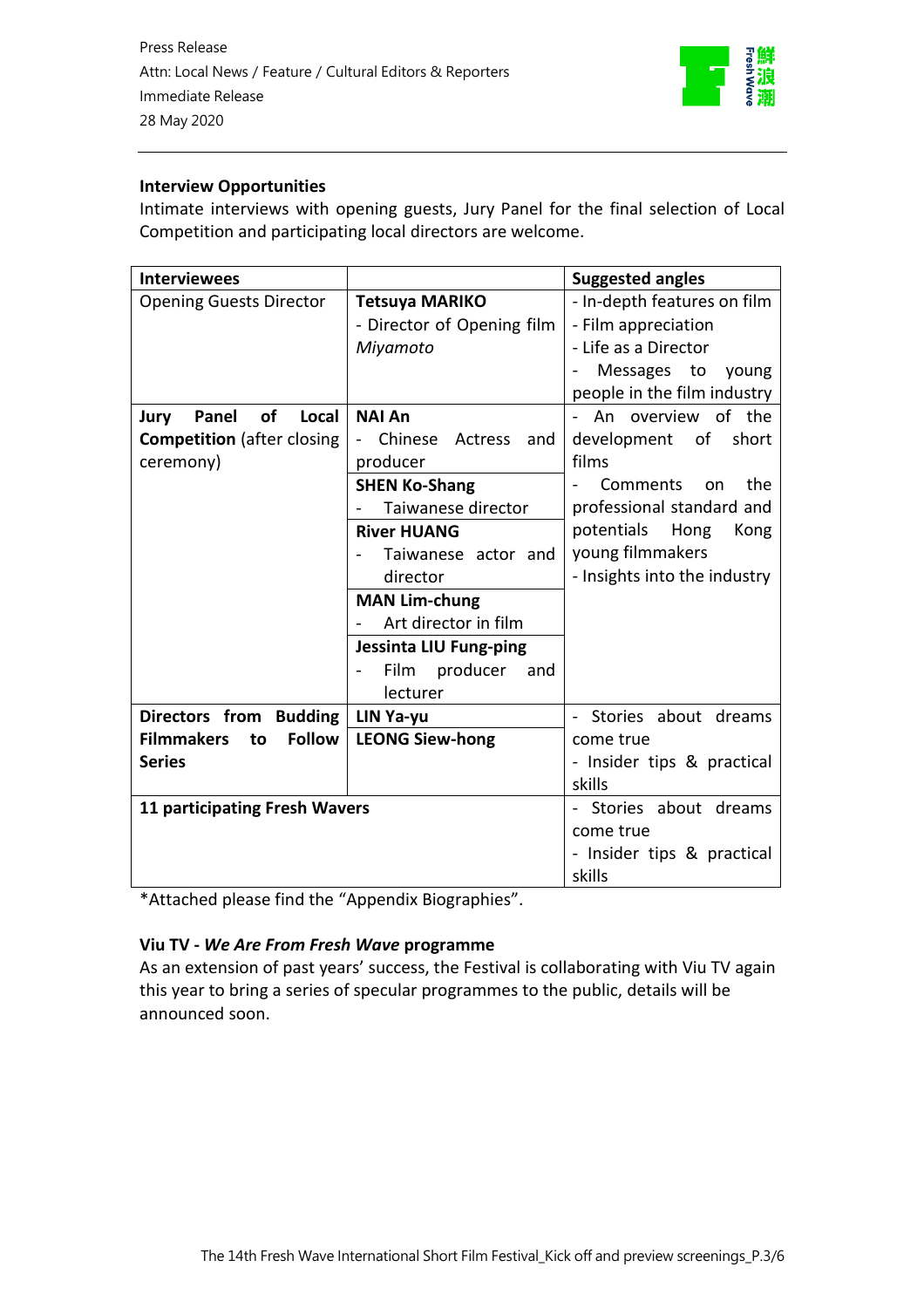Press Release
Attn: Local News / Feature / Cultural Editors & Reporters
Immediate Release
28 May 2020

---

**Interview Opportunities**

Intimate interviews with opening guests, Jury Panel for the final selection of Local Competition and participating local directors are welcome.

| Interviewees | | Suggested angles |
|---|---|---|
| Opening Guests Director | **Tetsuya MARIKO**<br>- Director of Opening film *Miyamoto* | - In-depth features on film<br>- Film appreciation<br>- Life as a Director<br>- Messages to young people in the film industry |
| **Jury Panel of Local Competition** (after closing ceremony) | **NAI An**<br>- Chinese Actress and producer<br>**SHEN Ko-Shang**<br>- Taiwanese director<br>**River HUANG**<br>- Taiwanese actor and director<br>**MAN Lim-chung**<br>- Art director in film<br>**Jessinta LIU Fung-ping**<br>- Film producer and lecturer | - An overview of the development of short films<br>- Comments on the professional standard and potentials Hong Kong young filmmakers<br>- Insights into the industry |
| **Directors from Budding Filmmakers to Follow Series** | **LIN Ya-yu**<br>**LEONG Siew-hong** | - Stories about dreams come true<br>- Insider tips & practical skills |
| **11 participating Fresh Wavers** | | - Stories about dreams come true<br>- Insider tips & practical skills |

*Attached please find the "Appendix Biographies".

**Viu TV - *We Are From Fresh Wave* programme**

As an extension of past years' success, the Festival is collaborating with Viu TV again this year to bring a series of specular programmes to the public, details will be announced soon.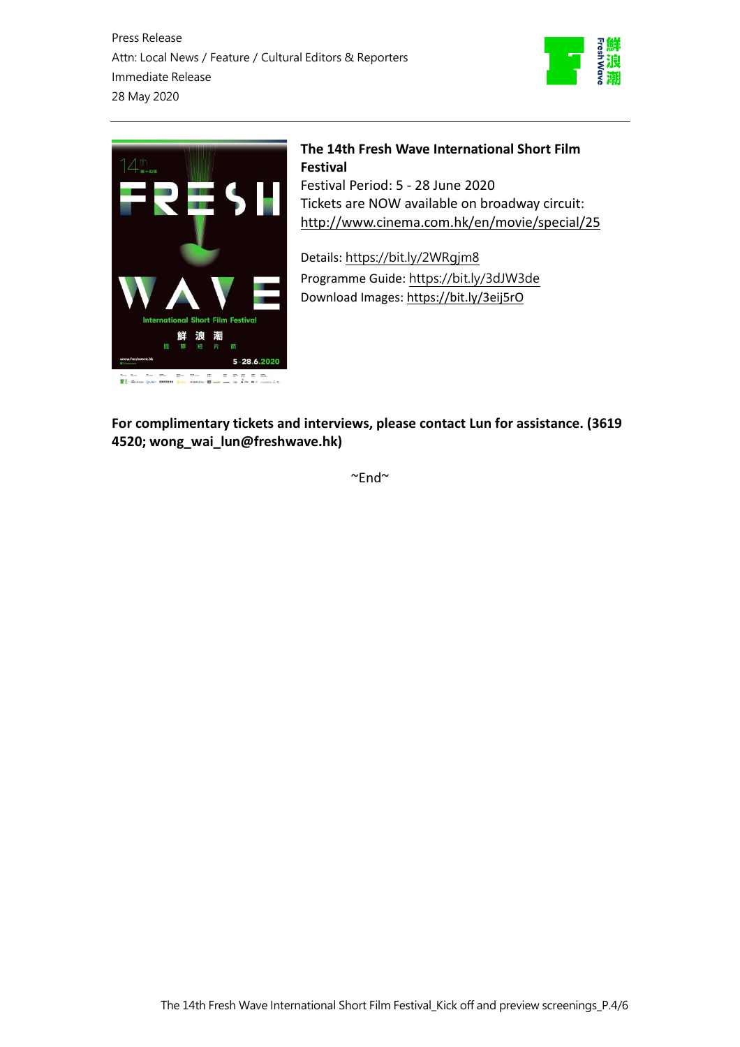Press Release
Attn: Local News / Feature / Cultural Editors & Reporters
Immediate Release
28 May 2020

**The 14th Fresh Wave International Short Film Festival**
Festival Period: 5 - 28 June 2020
Tickets are NOW available on broadway circuit: http://www.cinema.com.hk/en/movie/special/25

Details: https://bit.ly/2WRgjm8
Programme Guide: https://bit.ly/3dJW3de
Download Images: https://bit.ly/3eij5rO

**For complimentary tickets and interviews, please contact Lun for assistance. (3619 4520; wong_wai_lun@freshwave.hk)**

~End~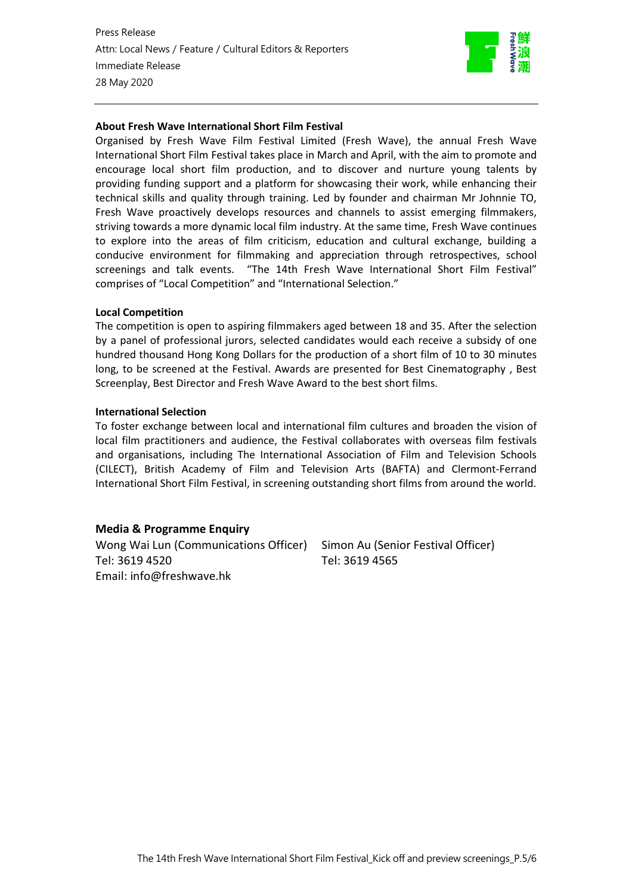Press Release
Attn: Local News / Feature / Cultural Editors & Reporters
Immediate Release
28 May 2020

**About Fresh Wave International Short Film Festival**

Organised by Fresh Wave Film Festival Limited (Fresh Wave), the annual Fresh Wave International Short Film Festival takes place in March and April, with the aim to promote and encourage local short film production, and to discover and nurture young talents by providing funding support and a platform for showcasing their work, while enhancing their technical skills and quality through training. Led by founder and chairman Mr Johnnie TO, Fresh Wave proactively develops resources and channels to assist emerging filmmakers, striving towards a more dynamic local film industry. At the same time, Fresh Wave continues to explore into the areas of film criticism, education and cultural exchange, building a conducive environment for filmmaking and appreciation through retrospectives, school screenings and talk events. "The 14th Fresh Wave International Short Film Festival" comprises of "Local Competition" and "International Selection."

**Local Competition**

The competition is open to aspiring filmmakers aged between 18 and 35. After the selection by a panel of professional jurors, selected candidates would each receive a subsidy of one hundred thousand Hong Kong Dollars for the production of a short film of 10 to 30 minutes long, to be screened at the Festival. Awards are presented for Best Cinematography , Best Screenplay, Best Director and Fresh Wave Award to the best short films.

**International Selection**

To foster exchange between local and international film cultures and broaden the vision of local film practitioners and audience, the Festival collaborates with overseas film festivals and organisations, including The International Association of Film and Television Schools (CILECT), British Academy of Film and Television Arts (BAFTA) and Clermont-Ferrand International Short Film Festival, in screening outstanding short films from around the world.

**Media & Programme Enquiry**

Wong Wai Lun (Communications Officer)
Tel: 3619 4520
Email: info@freshwave.hk

Simon Au (Senior Festival Officer)
Tel: 3619 4565